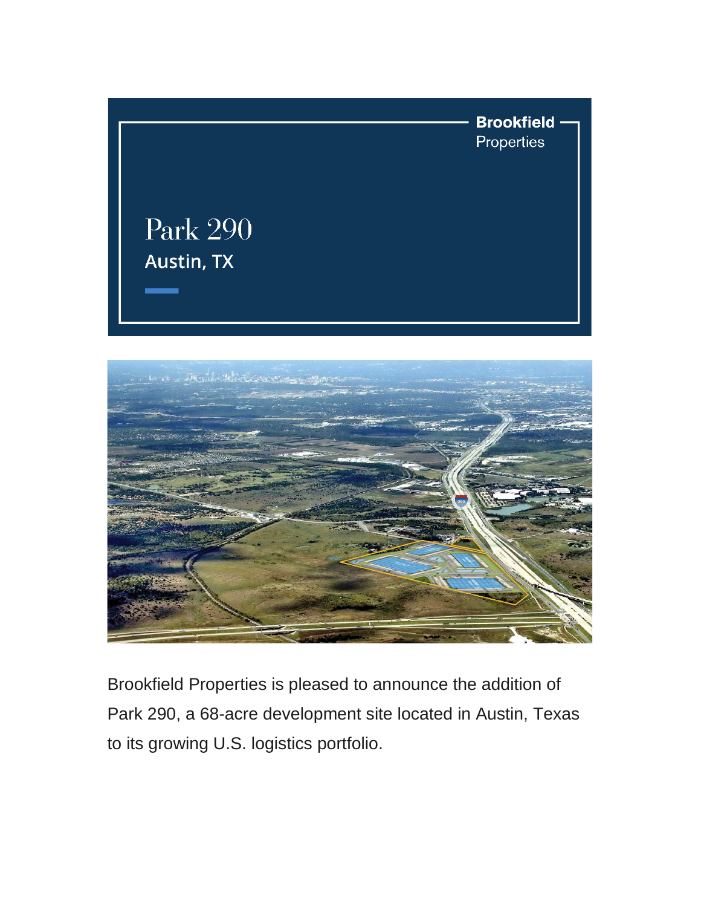Brookfield Properties

# Park 290

## Austin, TX

Brookfield Properties is pleased to announce the addition of Park 290, a 68-acre development site located in Austin, Texas to its growing U.S. logistics portfolio.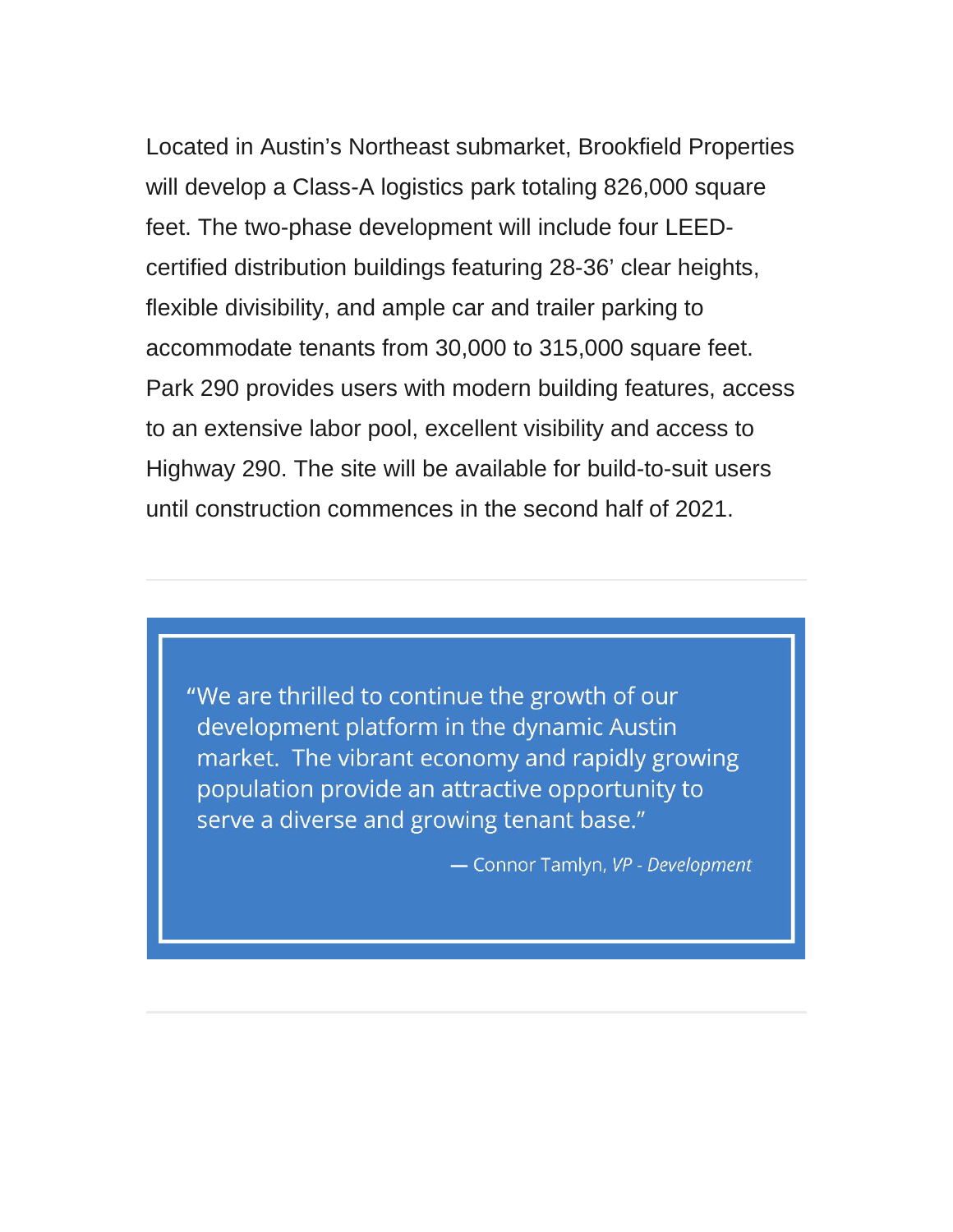Located in Austin's Northeast submarket, Brookfield Properties will develop a Class-A logistics park totaling 826,000 square feet. The two-phase development will include four LEED-certified distribution buildings featuring 28-36' clear heights, flexible divisibility, and ample car and trailer parking to accommodate tenants from 30,000 to 315,000 square feet. Park 290 provides users with modern building features, access to an extensive labor pool, excellent visibility and access to Highway 290. The site will be available for build-to-suit users until construction commences in the second half of 2021.

---

> "We are thrilled to continue the growth of our development platform in the dynamic Austin market. The vibrant economy and rapidly growing population provide an attractive opportunity to serve a diverse and growing tenant base."
>
> — Connor Tamlyn, *VP - Development*

---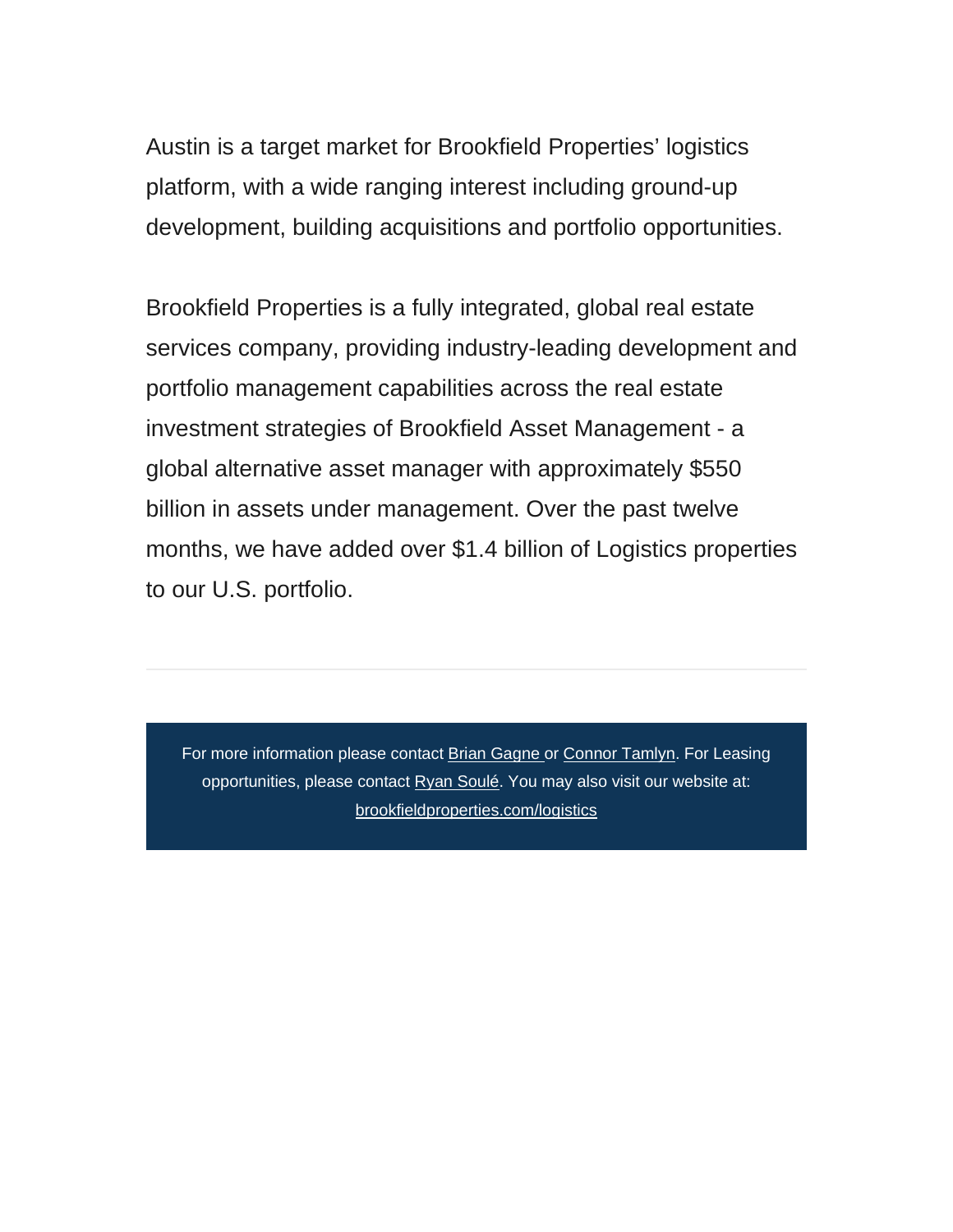Austin is a target market for Brookfield Properties' logistics platform, with a wide ranging interest including ground-up development, building acquisitions and portfolio opportunities.

Brookfield Properties is a fully integrated, global real estate services company, providing industry-leading development and portfolio management capabilities across the real estate investment strategies of Brookfield Asset Management - a global alternative asset manager with approximately $550 billion in assets under management. Over the past twelve months, we have added over $1.4 billion of Logistics properties to our U.S. portfolio.

---

For more information please contact Brian Gagne or Connor Tamlyn. For Leasing opportunities, please contact Ryan Soulé. You may also visit our website at: brookfieldproperties.com/logistics